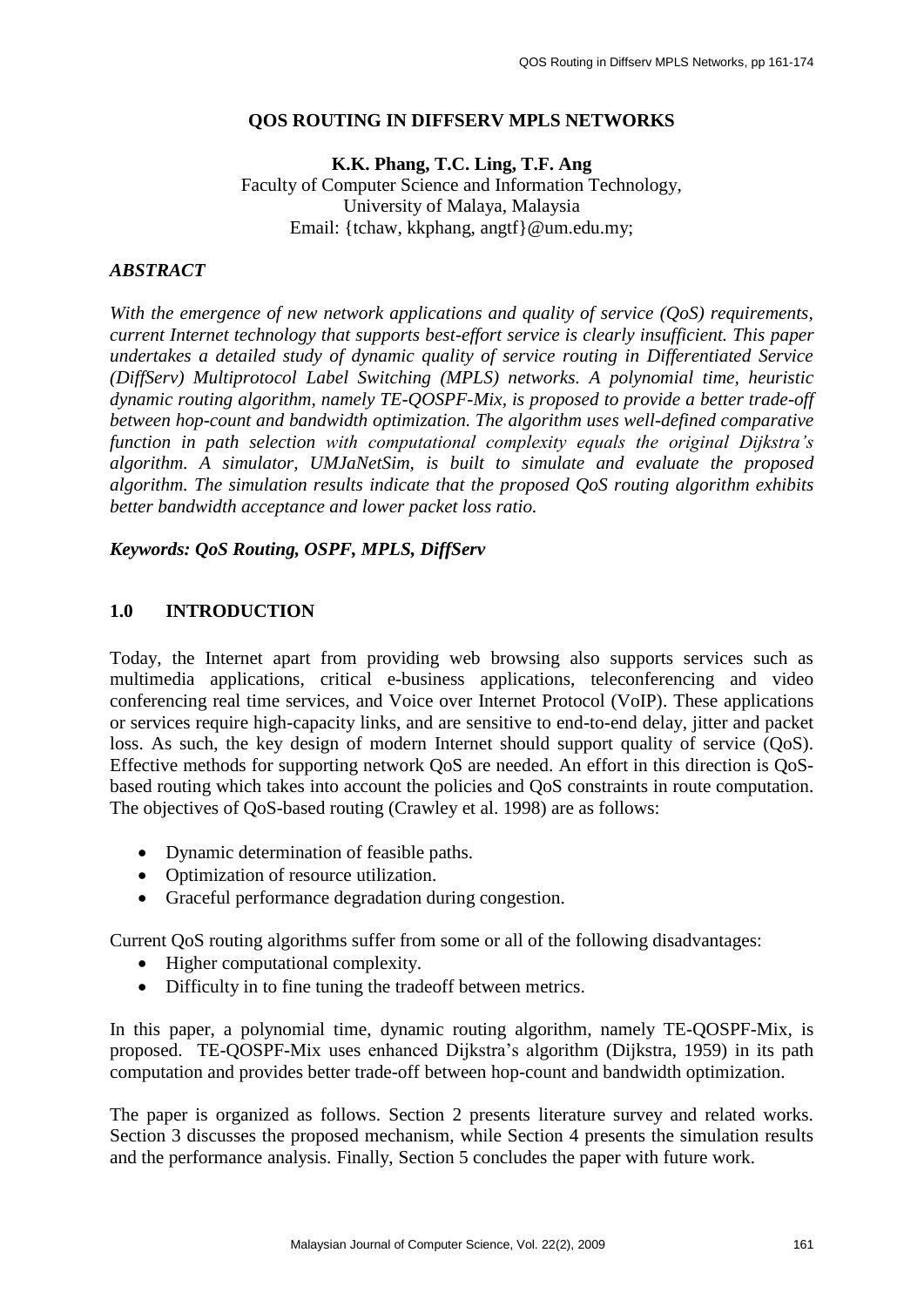# QOS ROUTING IN DIFFSERV MPLS NETWORKS

**K.K. Phang, T.C. Ling, T.F. Ang**

Faculty of Computer Science and Information Technology,
University of Malaya, Malaysia
Email: {tchaw, kkphang, angtf}@um.edu.my;

## *ABSTRACT*

*With the emergence of new network applications and quality of service (QoS) requirements, current Internet technology that supports best-effort service is clearly insufficient. This paper undertakes a detailed study of dynamic quality of service routing in Differentiated Service (DiffServ) Multiprotocol Label Switching (MPLS) networks. A polynomial time, heuristic dynamic routing algorithm, namely TE-QOSPF-Mix, is proposed to provide a better trade-off between hop-count and bandwidth optimization. The algorithm uses well-defined comparative function in path selection with computational complexity equals the original Dijkstra's algorithm. A simulator, UMJaNetSim, is built to simulate and evaluate the proposed algorithm. The simulation results indicate that the proposed QoS routing algorithm exhibits better bandwidth acceptance and lower packet loss ratio.*

***Keywords: QoS Routing, OSPF, MPLS, DiffServ***

## 1.0 INTRODUCTION

Today, the Internet apart from providing web browsing also supports services such as multimedia applications, critical e-business applications, teleconferencing and video conferencing real time services, and Voice over Internet Protocol (VoIP). These applications or services require high-capacity links, and are sensitive to end-to-end delay, jitter and packet loss. As such, the key design of modern Internet should support quality of service (QoS). Effective methods for supporting network QoS are needed. An effort in this direction is QoS-based routing which takes into account the policies and QoS constraints in route computation. The objectives of QoS-based routing (Crawley et al. 1998) are as follows:

- Dynamic determination of feasible paths.
- Optimization of resource utilization.
- Graceful performance degradation during congestion.

Current QoS routing algorithms suffer from some or all of the following disadvantages:

- Higher computational complexity.
- Difficulty in to fine tuning the tradeoff between metrics.

In this paper, a polynomial time, dynamic routing algorithm, namely TE-QOSPF-Mix, is proposed. TE-QOSPF-Mix uses enhanced Dijkstra's algorithm (Dijkstra, 1959) in its path computation and provides better trade-off between hop-count and bandwidth optimization.

The paper is organized as follows. Section 2 presents literature survey and related works. Section 3 discusses the proposed mechanism, while Section 4 presents the simulation results and the performance analysis. Finally, Section 5 concludes the paper with future work.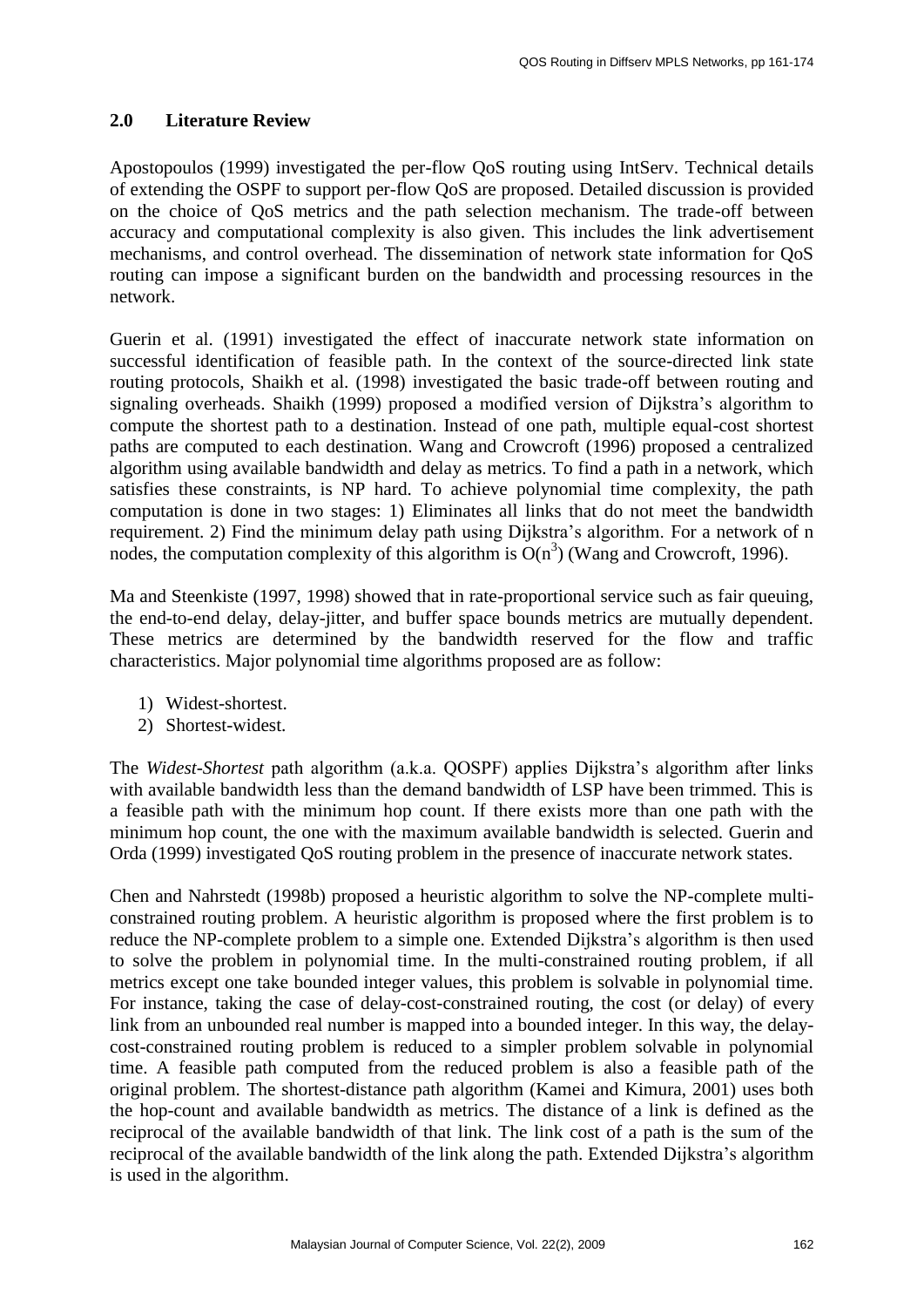## 2.0 Literature Review

Apostopoulos (1999) investigated the per-flow QoS routing using IntServ. Technical details of extending the OSPF to support per-flow QoS are proposed. Detailed discussion is provided on the choice of QoS metrics and the path selection mechanism. The trade-off between accuracy and computational complexity is also given. This includes the link advertisement mechanisms, and control overhead. The dissemination of network state information for QoS routing can impose a significant burden on the bandwidth and processing resources in the network.

Guerin et al. (1991) investigated the effect of inaccurate network state information on successful identification of feasible path. In the context of the source-directed link state routing protocols, Shaikh et al. (1998) investigated the basic trade-off between routing and signaling overheads. Shaikh (1999) proposed a modified version of Dijkstra's algorithm to compute the shortest path to a destination. Instead of one path, multiple equal-cost shortest paths are computed to each destination. Wang and Crowcroft (1996) proposed a centralized algorithm using available bandwidth and delay as metrics. To find a path in a network, which satisfies these constraints, is NP hard. To achieve polynomial time complexity, the path computation is done in two stages: 1) Eliminates all links that do not meet the bandwidth requirement. 2) Find the minimum delay path using Dijkstra's algorithm. For a network of n nodes, the computation complexity of this algorithm is $O(n^3)$ (Wang and Crowcroft, 1996).

Ma and Steenkiste (1997, 1998) showed that in rate-proportional service such as fair queuing, the end-to-end delay, delay-jitter, and buffer space bounds metrics are mutually dependent. These metrics are determined by the bandwidth reserved for the flow and traffic characteristics. Major polynomial time algorithms proposed are as follow:

1) Widest-shortest.
2) Shortest-widest.

The *Widest-Shortest* path algorithm (a.k.a. QOSPF) applies Dijkstra's algorithm after links with available bandwidth less than the demand bandwidth of LSP have been trimmed. This is a feasible path with the minimum hop count. If there exists more than one path with the minimum hop count, the one with the maximum available bandwidth is selected. Guerin and Orda (1999) investigated QoS routing problem in the presence of inaccurate network states.

Chen and Nahrstedt (1998b) proposed a heuristic algorithm to solve the NP-complete multi-constrained routing problem. A heuristic algorithm is proposed where the first problem is to reduce the NP-complete problem to a simple one. Extended Dijkstra's algorithm is then used to solve the problem in polynomial time. In the multi-constrained routing problem, if all metrics except one take bounded integer values, this problem is solvable in polynomial time. For instance, taking the case of delay-cost-constrained routing, the cost (or delay) of every link from an unbounded real number is mapped into a bounded integer. In this way, the delay-cost-constrained routing problem is reduced to a simpler problem solvable in polynomial time. A feasible path computed from the reduced problem is also a feasible path of the original problem. The shortest-distance path algorithm (Kamei and Kimura, 2001) uses both the hop-count and available bandwidth as metrics. The distance of a link is defined as the reciprocal of the available bandwidth of that link. The link cost of a path is the sum of the reciprocal of the available bandwidth of the link along the path. Extended Dijkstra's algorithm is used in the algorithm.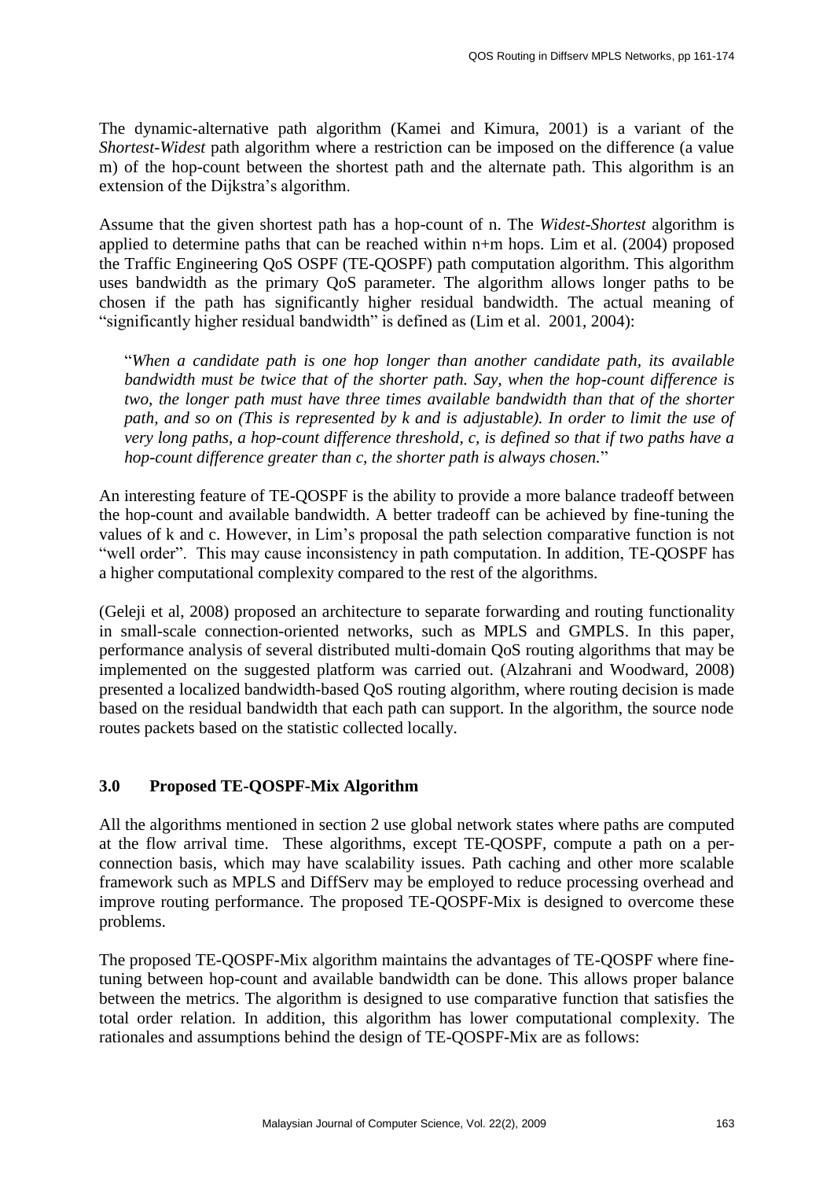The dynamic-alternative path algorithm (Kamei and Kimura, 2001) is a variant of the *Shortest-Widest* path algorithm where a restriction can be imposed on the difference (a value m) of the hop-count between the shortest path and the alternate path. This algorithm is an extension of the Dijkstra's algorithm.

Assume that the given shortest path has a hop-count of n. The *Widest-Shortest* algorithm is applied to determine paths that can be reached within n+m hops. Lim et al. (2004) proposed the Traffic Engineering QoS OSPF (TE-QOSPF) path computation algorithm. This algorithm uses bandwidth as the primary QoS parameter. The algorithm allows longer paths to be chosen if the path has significantly higher residual bandwidth. The actual meaning of "significantly higher residual bandwidth" is defined as (Lim et al. 2001, 2004):

> "*When a candidate path is one hop longer than another candidate path, its available bandwidth must be twice that of the shorter path. Say, when the hop-count difference is two, the longer path must have three times available bandwidth than that of the shorter path, and so on (This is represented by k and is adjustable). In order to limit the use of very long paths, a hop-count difference threshold, c, is defined so that if two paths have a hop-count difference greater than c, the shorter path is always chosen.*"

An interesting feature of TE-QOSPF is the ability to provide a more balance tradeoff between the hop-count and available bandwidth. A better tradeoff can be achieved by fine-tuning the values of k and c. However, in Lim's proposal the path selection comparative function is not "well order". This may cause inconsistency in path computation. In addition, TE-QOSPF has a higher computational complexity compared to the rest of the algorithms.

(Geleji et al, 2008) proposed an architecture to separate forwarding and routing functionality in small-scale connection-oriented networks, such as MPLS and GMPLS. In this paper, performance analysis of several distributed multi-domain QoS routing algorithms that may be implemented on the suggested platform was carried out. (Alzahrani and Woodward, 2008) presented a localized bandwidth-based QoS routing algorithm, where routing decision is made based on the residual bandwidth that each path can support. In the algorithm, the source node routes packets based on the statistic collected locally.

## 3.0 Proposed TE-QOSPF-Mix Algorithm

All the algorithms mentioned in section 2 use global network states where paths are computed at the flow arrival time. These algorithms, except TE-QOSPF, compute a path on a per-connection basis, which may have scalability issues. Path caching and other more scalable framework such as MPLS and DiffServ may be employed to reduce processing overhead and improve routing performance. The proposed TE-QOSPF-Mix is designed to overcome these problems.

The proposed TE-QOSPF-Mix algorithm maintains the advantages of TE-QOSPF where fine-tuning between hop-count and available bandwidth can be done. This allows proper balance between the metrics. The algorithm is designed to use comparative function that satisfies the total order relation. In addition, this algorithm has lower computational complexity. The rationales and assumptions behind the design of TE-QOSPF-Mix are as follows: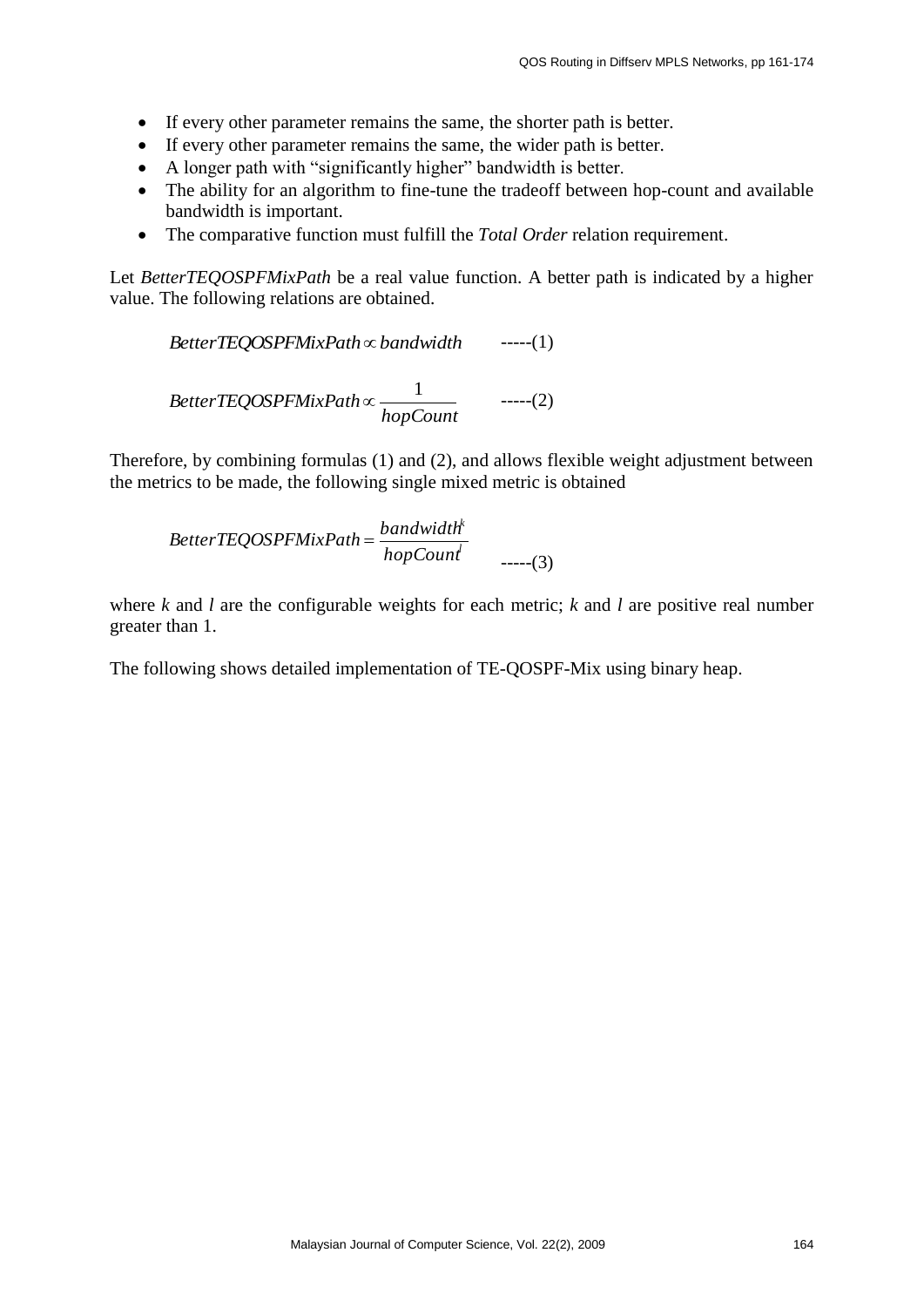- If every other parameter remains the same, the shorter path is better.
- If every other parameter remains the same, the wider path is better.
- A longer path with "significantly higher" bandwidth is better.
- The ability for an algorithm to fine-tune the tradeoff between hop-count and available bandwidth is important.
- The comparative function must fulfill the *Total Order* relation requirement.

Let *BetterTEQOSPFMixPath* be a real value function. A better path is indicated by a higher value. The following relations are obtained.

$$BetterTEQOSPFMixPath \propto bandwidth \qquad \text{-----(1)}$$

$$BetterTEQOSPFMixPath \propto \frac{1}{hopCount} \qquad \text{-----(2)}$$

Therefore, by combining formulas (1) and (2), and allows flexible weight adjustment between the metrics to be made, the following single mixed metric is obtained

$$BetterTEQOSPFMixPath = \frac{bandwidth^k}{hopCount^l} \qquad \text{-----(3)}$$

where *k* and *l* are the configurable weights for each metric; *k* and *l* are positive real number greater than 1.

The following shows detailed implementation of TE-QOSPF-Mix using binary heap.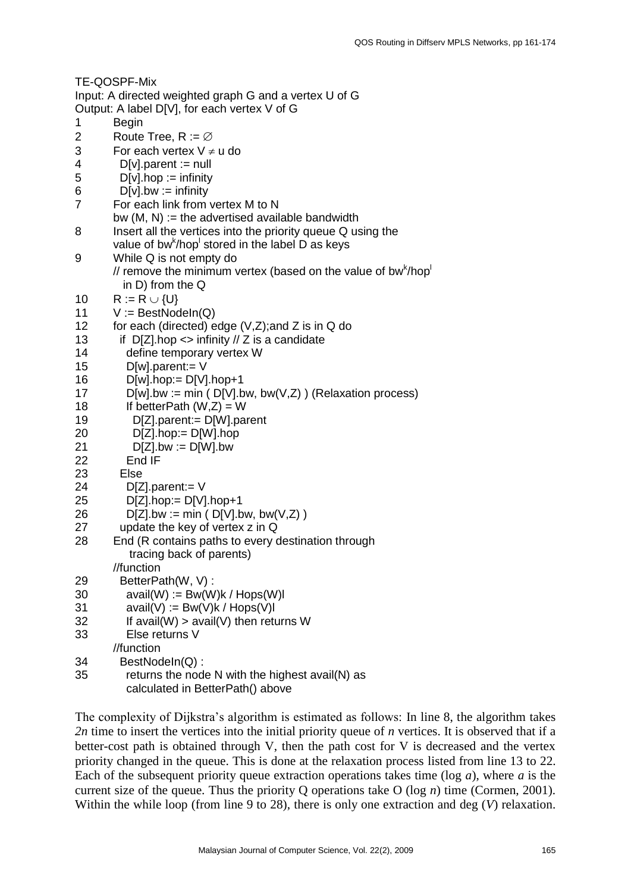TE-QOSPF-Mix
Input: A directed weighted graph G and a vertex U of G
Output: A label D[V], for each vertex V of G

```
1     Begin
2     Route Tree, R := ∅
3     For each vertex V ≠ u do
4       D[v].parent := null
5       D[v].hop := infinity
6       D[v].bw := infinity
7     For each link from vertex M to N
      bw (M, N) := the advertised available bandwidth
8     Insert all the vertices into the priority queue Q using the
      value of bw^k/hop^l stored in the label D as keys
9     While Q is not empty do
      // remove the minimum vertex (based on the value of bw^k/hop^l
        in D) from the Q
10    R := R ∪ {U}
11    V := BestNodeIn(Q)
12    for each (directed) edge (V,Z);and Z is in Q do
13      if  D[Z].hop <> infinity // Z is a candidate
14        define temporary vertex W
15        D[w].parent:= V
16        D[w].hop:= D[V].hop+1
17        D[w].bw := min ( D[V].bw, bw(V,Z) ) (Relaxation process)
18        If betterPath (W,Z) = W
19          D[Z].parent:= D[W].parent
20          D[Z].hop:= D[W].hop
21          D[Z].bw := D[W].bw
22        End IF
23      Else
24        D[Z].parent:= V
25        D[Z].hop:= D[V].hop+1
26        D[Z].bw := min ( D[V].bw, bw(V,Z) )
27      update the key of vertex z in Q
28    End (R contains paths to every destination through
        tracing back of parents)
      //function
29      BetterPath(W, V) :
30        avail(W) := Bw(W)k / Hops(W)l
31        avail(V) := Bw(V)k / Hops(V)l
32        If avail(W) > avail(V) then returns W
33        Else returns V
      //function
34      BestNodeIn(Q) :
35        returns the node N with the highest avail(N) as
          calculated in BetterPath() above
```

The complexity of Dijkstra's algorithm is estimated as follows: In line 8, the algorithm takes *2n* time to insert the vertices into the initial priority queue of *n* vertices. It is observed that if a better-cost path is obtained through V, then the path cost for V is decreased and the vertex priority changed in the queue. This is done at the relaxation process listed from line 13 to 22. Each of the subsequent priority queue extraction operations takes time (log *a*), where *a* is the current size of the queue. Thus the priority Q operations take O (log *n*) time (Cormen, 2001). Within the while loop (from line 9 to 28), there is only one extraction and deg (*V*) relaxation.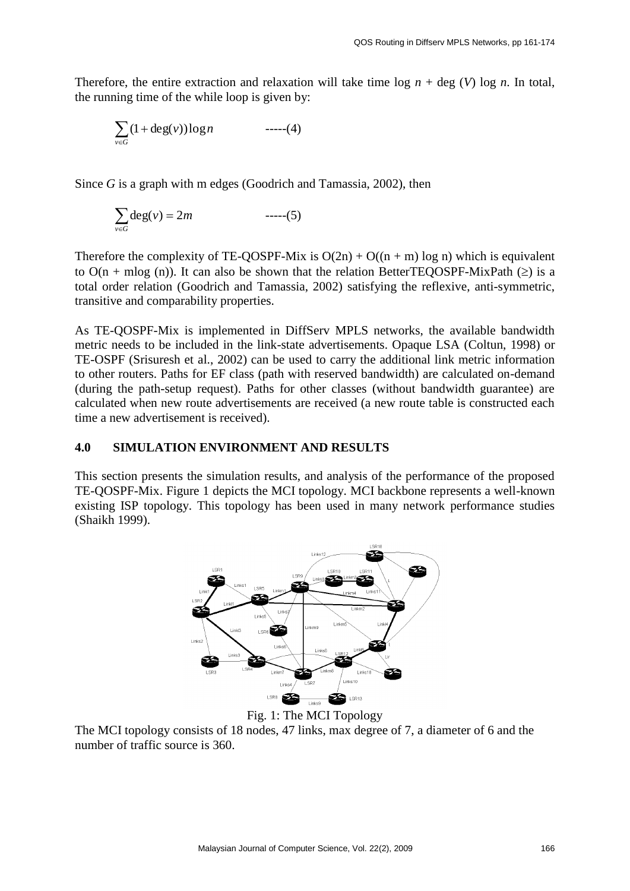Therefore, the entire extraction and relaxation will take time $\log n + \deg(V) \log n$. In total, the running time of the while loop is given by:

$$\sum_{v \in G} (1 + \deg(v)) \log n \qquad \text{-----(4)}$$

Since $G$ is a graph with m edges (Goodrich and Tamassia, 2002), then

$$\sum_{v \in G} \deg(v) = 2m \qquad \text{-----(5)}$$

Therefore the complexity of TE-QOSPF-Mix is $O(2n) + O((n + m) \log n)$ which is equivalent to $O(n + m\log(n))$. It can also be shown that the relation BetterTEQOSPF-MixPath ($\geq$) is a total order relation (Goodrich and Tamassia, 2002) satisfying the reflexive, anti-symmetric, transitive and comparability properties.

As TE-QOSPF-Mix is implemented in DiffServ MPLS networks, the available bandwidth metric needs to be included in the link-state advertisements. Opaque LSA (Coltun, 1998) or TE-OSPF (Srisuresh et al., 2002) can be used to carry the additional link metric information to other routers. Paths for EF class (path with reserved bandwidth) are calculated on-demand (during the path-setup request). Paths for other classes (without bandwidth guarantee) are calculated when new route advertisements are received (a new route table is constructed each time a new advertisement is received).

## 4.0 SIMULATION ENVIRONMENT AND RESULTS

This section presents the simulation results, and analysis of the performance of the proposed TE-QOSPF-Mix. Figure 1 depicts the MCI topology. MCI backbone represents a well-known existing ISP topology. This topology has been used in many network performance studies (Shaikh 1999).

Fig. 1: The MCI Topology

The MCI topology consists of 18 nodes, 47 links, max degree of 7, a diameter of 6 and the number of traffic source is 360.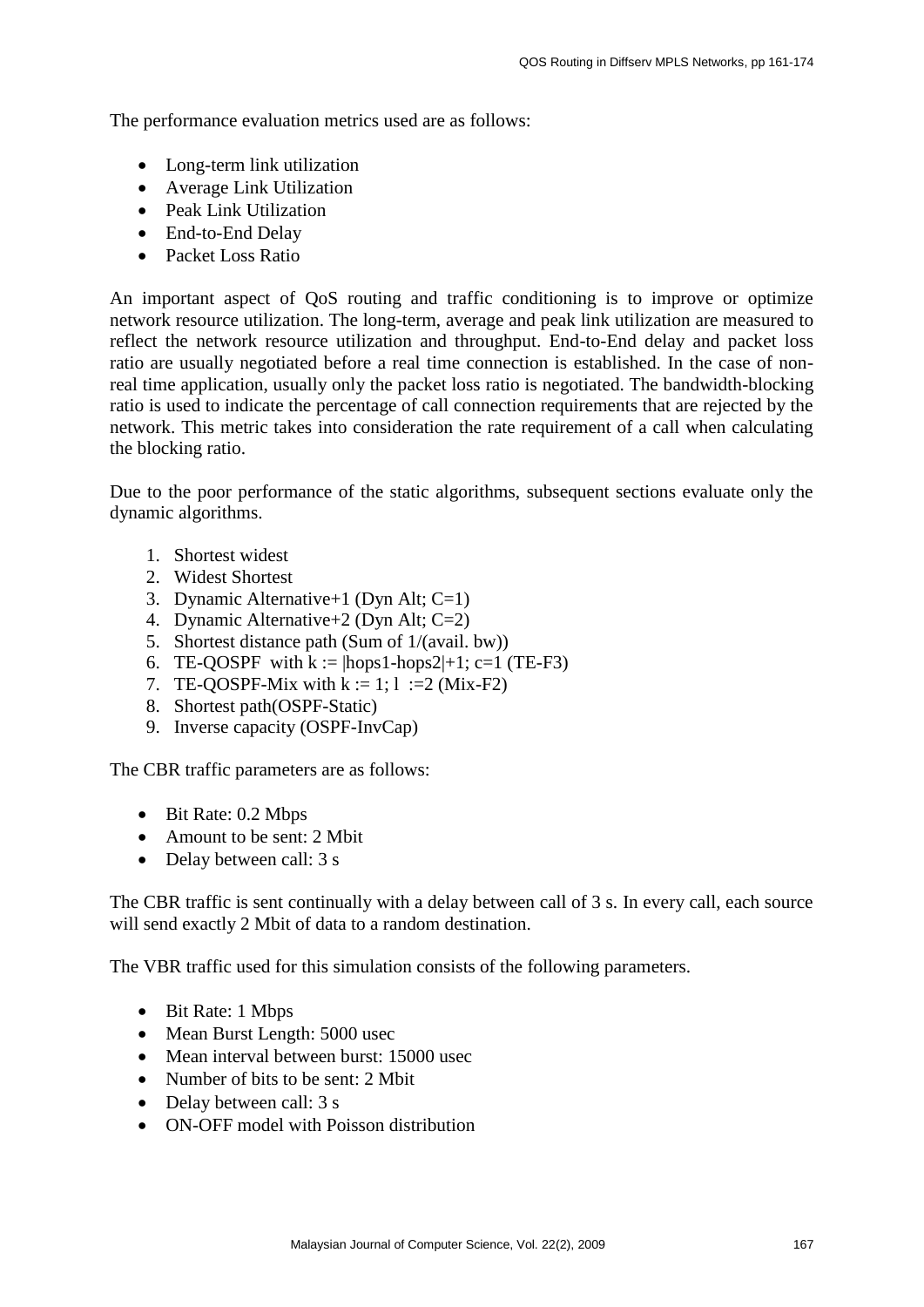The performance evaluation metrics used are as follows:

- Long-term link utilization
- Average Link Utilization
- Peak Link Utilization
- End-to-End Delay
- Packet Loss Ratio

An important aspect of QoS routing and traffic conditioning is to improve or optimize network resource utilization. The long-term, average and peak link utilization are measured to reflect the network resource utilization and throughput. End-to-End delay and packet loss ratio are usually negotiated before a real time connection is established. In the case of non-real time application, usually only the packet loss ratio is negotiated. The bandwidth-blocking ratio is used to indicate the percentage of call connection requirements that are rejected by the network. This metric takes into consideration the rate requirement of a call when calculating the blocking ratio.

Due to the poor performance of the static algorithms, subsequent sections evaluate only the dynamic algorithms.

1. Shortest widest
2. Widest Shortest
3. Dynamic Alternative+1 (Dyn Alt; C=1)
4. Dynamic Alternative+2 (Dyn Alt; C=2)
5. Shortest distance path (Sum of 1/(avail. bw))
6. TE-QOSPF with $k := |hops1\text{-}hops2|+1$; $c=1$ (TE-F3)
7. TE-QOSPF-Mix with $k := 1$; $l := 2$ (Mix-F2)
8. Shortest path(OSPF-Static)
9. Inverse capacity (OSPF-InvCap)

The CBR traffic parameters are as follows:

- Bit Rate: 0.2 Mbps
- Amount to be sent: 2 Mbit
- Delay between call: 3 s

The CBR traffic is sent continually with a delay between call of 3 s. In every call, each source will send exactly 2 Mbit of data to a random destination.

The VBR traffic used for this simulation consists of the following parameters.

- Bit Rate: 1 Mbps
- Mean Burst Length: 5000 usec
- Mean interval between burst: 15000 usec
- Number of bits to be sent: 2 Mbit
- Delay between call: 3 s
- ON-OFF model with Poisson distribution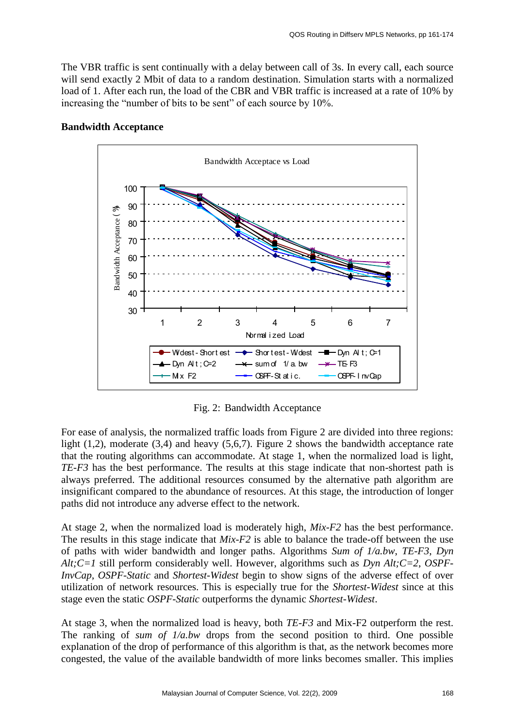The VBR traffic is sent continually with a delay between call of 3s. In every call, each source will send exactly 2 Mbit of data to a random destination. Simulation starts with a normalized load of 1. After each run, the load of the CBR and VBR traffic is increased at a rate of 10% by increasing the "number of bits to be sent" of each source by 10%.

**Bandwidth Acceptance**

Fig. 2: Bandwidth Acceptance

For ease of analysis, the normalized traffic loads from Figure 2 are divided into three regions: light (1,2), moderate (3,4) and heavy (5,6,7). Figure 2 shows the bandwidth acceptance rate that the routing algorithms can accommodate. At stage 1, when the normalized load is light, *TE-F3* has the best performance. The results at this stage indicate that non-shortest path is always preferred. The additional resources consumed by the alternative path algorithm are insignificant compared to the abundance of resources. At this stage, the introduction of longer paths did not introduce any adverse effect to the network.

At stage 2, when the normalized load is moderately high, *Mix-F2* has the best performance. The results in this stage indicate that *Mix-F2* is able to balance the trade-off between the use of paths with wider bandwidth and longer paths. Algorithms *Sum of 1/a.bw*, *TE-F3*, *Dyn Alt;C=1* still perform considerably well. However, algorithms such as *Dyn Alt;C=2*, *OSPF-InvCap*, *OSPF-Static* and *Shortest-Widest* begin to show signs of the adverse effect of over utilization of network resources. This is especially true for the *Shortest-Widest* since at this stage even the static *OSPF-Static* outperforms the dynamic *Shortest-Widest*.

At stage 3, when the normalized load is heavy, both *TE-F3* and Mix-F2 outperform the rest. The ranking of *sum of 1/a.bw* drops from the second position to third. One possible explanation of the drop of performance of this algorithm is that, as the network becomes more congested, the value of the available bandwidth of more links becomes smaller. This implies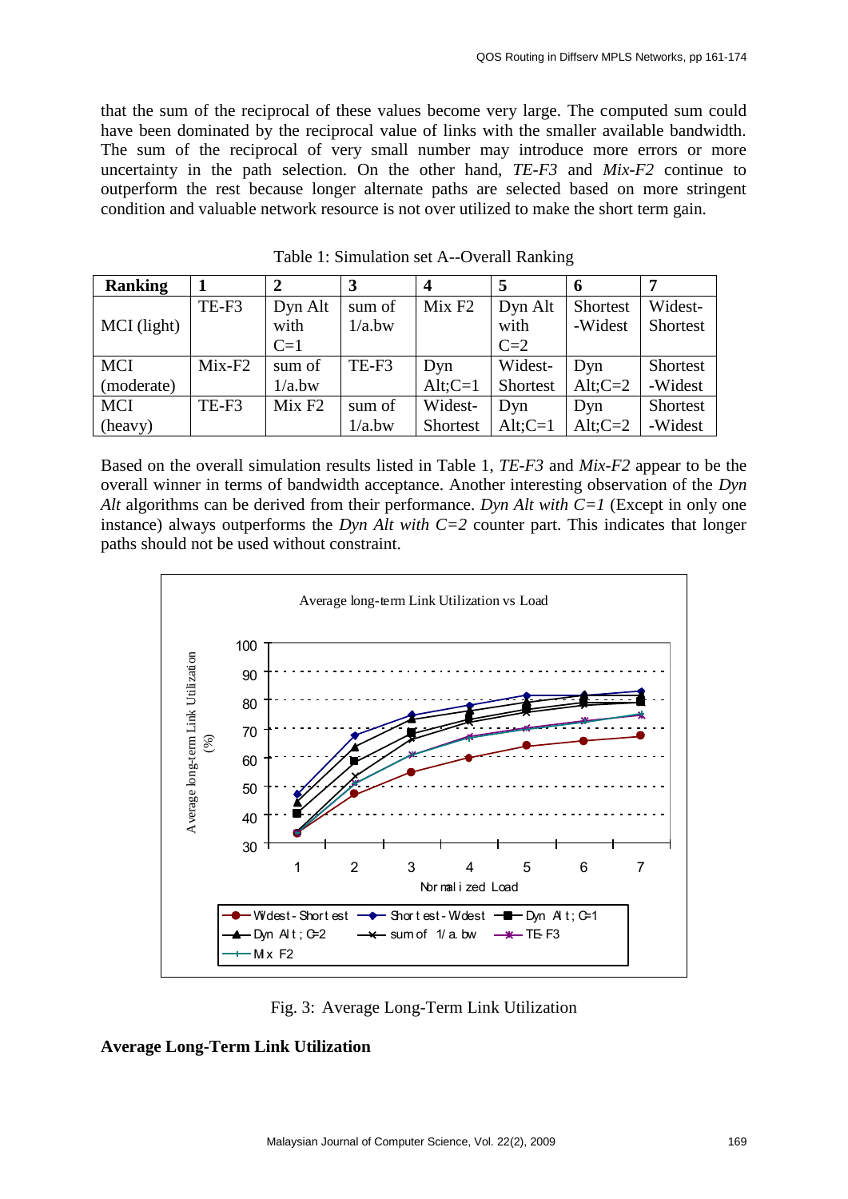that the sum of the reciprocal of these values become very large. The computed sum could have been dominated by the reciprocal value of links with the smaller available bandwidth. The sum of the reciprocal of very small number may introduce more errors or more uncertainty in the path selection. On the other hand, *TE-F3* and *Mix-F2* continue to outperform the rest because longer alternate paths are selected based on more stringent condition and valuable network resource is not over utilized to make the short term gain.

Table 1: Simulation set A--Overall Ranking

| **Ranking** | **1** | **2** | **3** | **4** | **5** | **6** | **7** |
|---|---|---|---|---|---|---|---|
| MCI (light) | TE-F3 | Dyn Alt with C=1 | sum of 1/a.bw | Mix F2 | Dyn Alt with C=2 | Shortest-Widest | Widest-Shortest |
| MCI (moderate) | Mix-F2 | sum of 1/a.bw | TE-F3 | Dyn Alt;C=1 | Widest-Shortest | Dyn Alt;C=2 | Shortest-Widest |
| MCI (heavy) | TE-F3 | Mix F2 | sum of 1/a.bw | Widest-Shortest | Dyn Alt;C=1 | Dyn Alt;C=2 | Shortest-Widest |

Based on the overall simulation results listed in Table 1, *TE-F3* and *Mix-F2* appear to be the overall winner in terms of bandwidth acceptance. Another interesting observation of the *Dyn Alt* algorithms can be derived from their performance. *Dyn Alt with C=1* (Except in only one instance) always outperforms the *Dyn Alt with C=2* counter part. This indicates that longer paths should not be used without constraint.

Fig. 3: Average Long-Term Link Utilization

**Average Long-Term Link Utilization**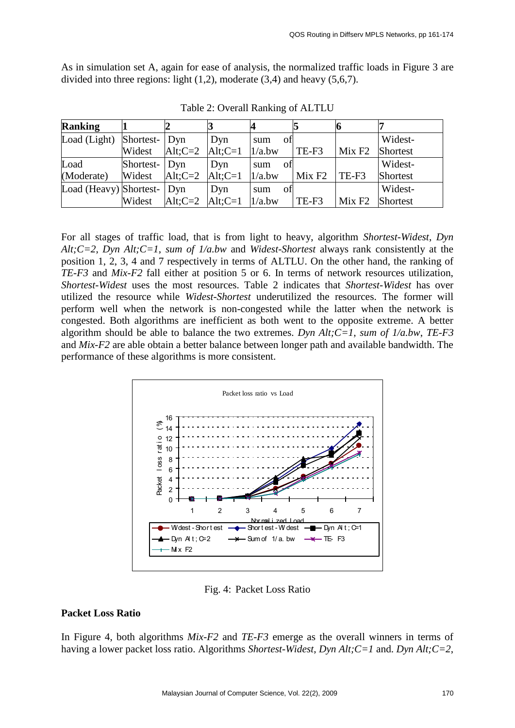As in simulation set A, again for ease of analysis, the normalized traffic loads in Figure 3 are divided into three regions: light (1,2), moderate (3,4) and heavy (5,6,7).

Table 2: Overall Ranking of ALTLU

| **Ranking** | **1** | **2** | **3** | **4** | **5** | **6** | **7** |
|---|---|---|---|---|---|---|---|
| Load (Light) | Shortest-Widest | Dyn Alt;C=2 | Dyn Alt;C=1 | sum of 1/a.bw | TE-F3 | Mix F2 | Widest-Shortest |
| Load (Moderate) | Shortest-Widest | Dyn Alt;C=2 | Dyn Alt;C=1 | sum of 1/a.bw | Mix F2 | TE-F3 | Widest-Shortest |
| Load (Heavy) | Shortest-Widest | Dyn Alt;C=2 | Dyn Alt;C=1 | sum of 1/a.bw | TE-F3 | Mix F2 | Widest-Shortest |

For all stages of traffic load, that is from light to heavy, algorithm *Shortest-Widest*, *Dyn Alt;C=2*, *Dyn Alt;C=1*, *sum of 1/a.bw* and *Widest-Shortest* always rank consistently at the position 1, 2, 3, 4 and 7 respectively in terms of ALTLU. On the other hand, the ranking of *TE-F3* and *Mix-F2* fall either at position 5 or 6. In terms of network resources utilization, *Shortest-Widest* uses the most resources. Table 2 indicates that *Shortest-Widest* has over utilized the resource while *Widest-Shortest* underutilized the resources. The former will perform well when the network is non-congested while the latter when the network is congested. Both algorithms are inefficient as both went to the opposite extreme. A better algorithm should be able to balance the two extremes. *Dyn Alt;C=1*, *sum of 1/a.bw*, *TE-F3* and *Mix-F2* are able obtain a better balance between longer path and available bandwidth. The performance of these algorithms is more consistent.

Fig. 4: Packet Loss Ratio

**Packet Loss Ratio**

In Figure 4, both algorithms *Mix-F2* and *TE-F3* emerge as the overall winners in terms of having a lower packet loss ratio. Algorithms *Shortest-Widest*, *Dyn Alt;C=1* and. *Dyn Alt;C=2*,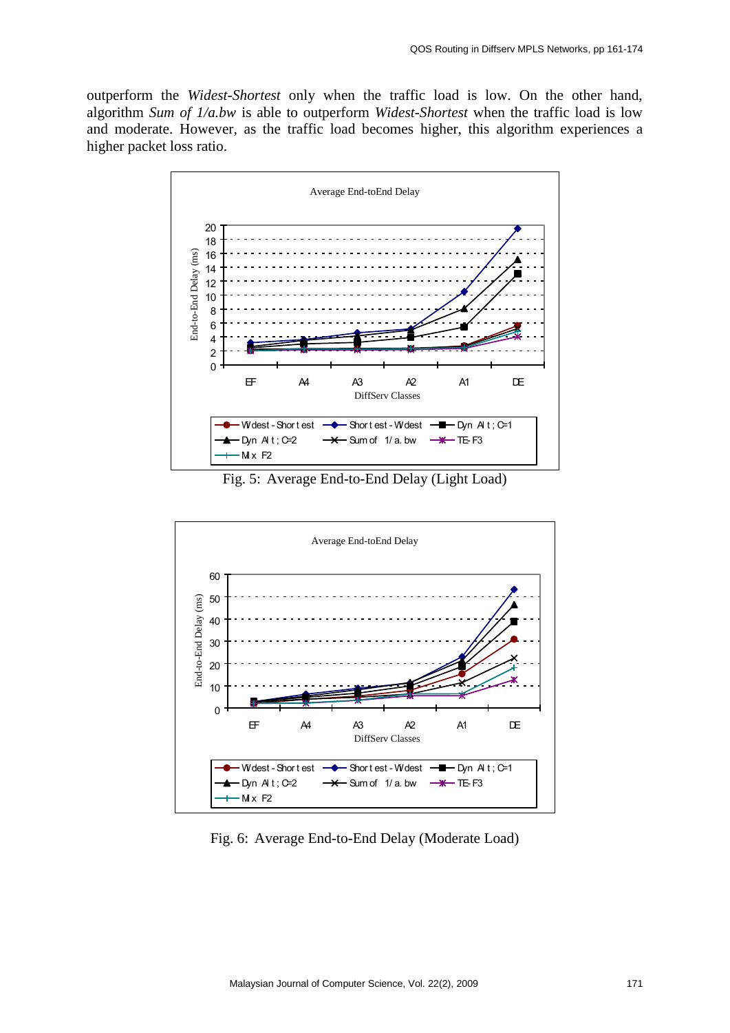outperform the *Widest-Shortest* only when the traffic load is low. On the other hand, algorithm *Sum of 1/a.bw* is able to outperform *Widest-Shortest* when the traffic load is low and moderate. However, as the traffic load becomes higher, this algorithm experiences a higher packet loss ratio.

Fig. 5: Average End-to-End Delay (Light Load)

Fig. 6: Average End-to-End Delay (Moderate Load)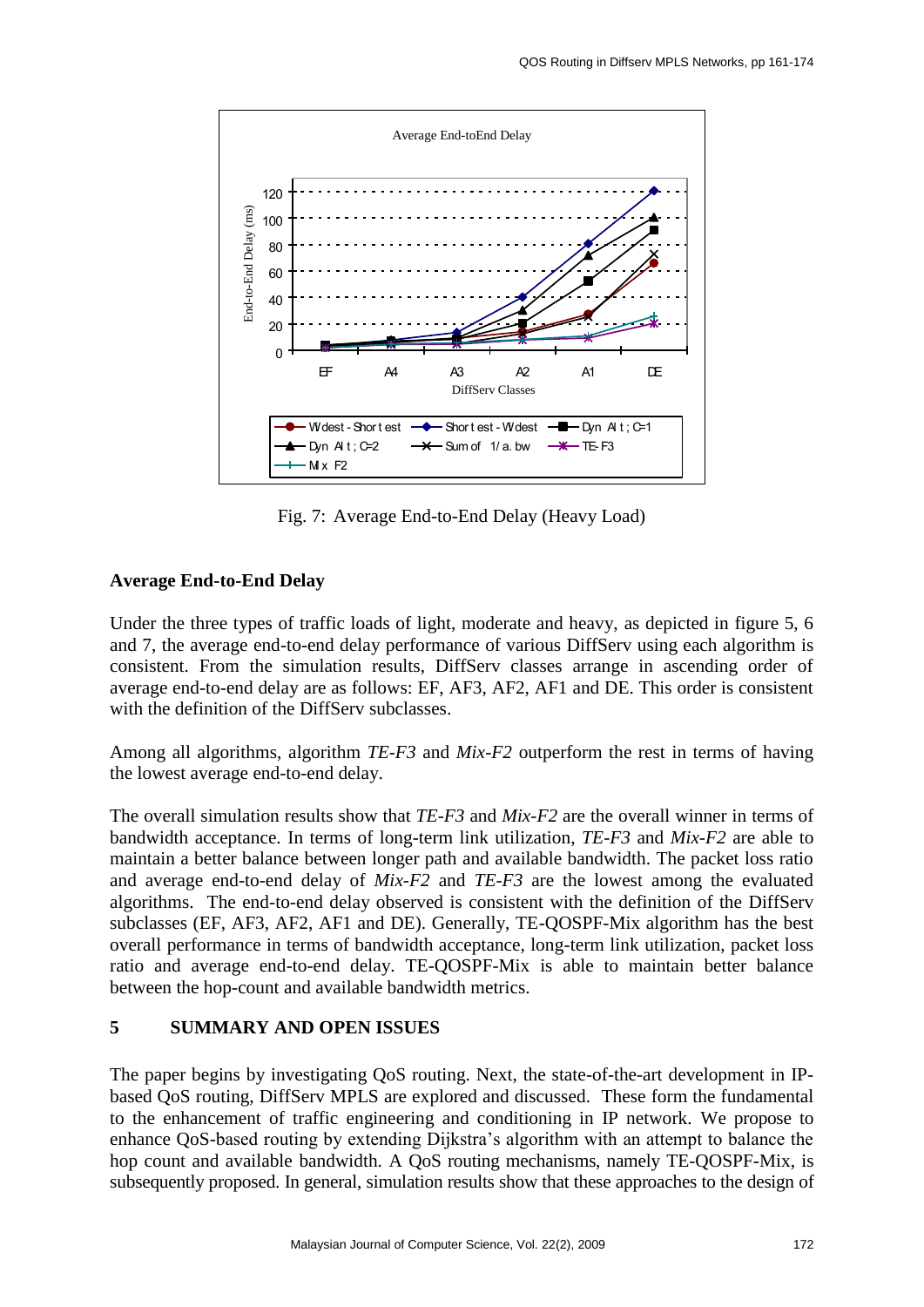Fig. 7: Average End-to-End Delay (Heavy Load)

**Average End-to-End Delay**

Under the three types of traffic loads of light, moderate and heavy, as depicted in figure 5, 6 and 7, the average end-to-end delay performance of various DiffServ using each algorithm is consistent. From the simulation results, DiffServ classes arrange in ascending order of average end-to-end delay are as follows: EF, AF3, AF2, AF1 and DE. This order is consistent with the definition of the DiffServ subclasses.

Among all algorithms, algorithm *TE-F3* and *Mix-F2* outperform the rest in terms of having the lowest average end-to-end delay.

The overall simulation results show that *TE-F3* and *Mix-F2* are the overall winner in terms of bandwidth acceptance. In terms of long-term link utilization, *TE-F3* and *Mix-F2* are able to maintain a better balance between longer path and available bandwidth. The packet loss ratio and average end-to-end delay of *Mix-F2* and *TE-F3* are the lowest among the evaluated algorithms. The end-to-end delay observed is consistent with the definition of the DiffServ subclasses (EF, AF3, AF2, AF1 and DE). Generally, TE-QOSPF-Mix algorithm has the best overall performance in terms of bandwidth acceptance, long-term link utilization, packet loss ratio and average end-to-end delay. TE-QOSPF-Mix is able to maintain better balance between the hop-count and available bandwidth metrics.

## 5 SUMMARY AND OPEN ISSUES

The paper begins by investigating QoS routing. Next, the state-of-the-art development in IP-based QoS routing, DiffServ MPLS are explored and discussed. These form the fundamental to the enhancement of traffic engineering and conditioning in IP network. We propose to enhance QoS-based routing by extending Dijkstra's algorithm with an attempt to balance the hop count and available bandwidth. A QoS routing mechanisms, namely TE-QOSPF-Mix, is subsequently proposed. In general, simulation results show that these approaches to the design of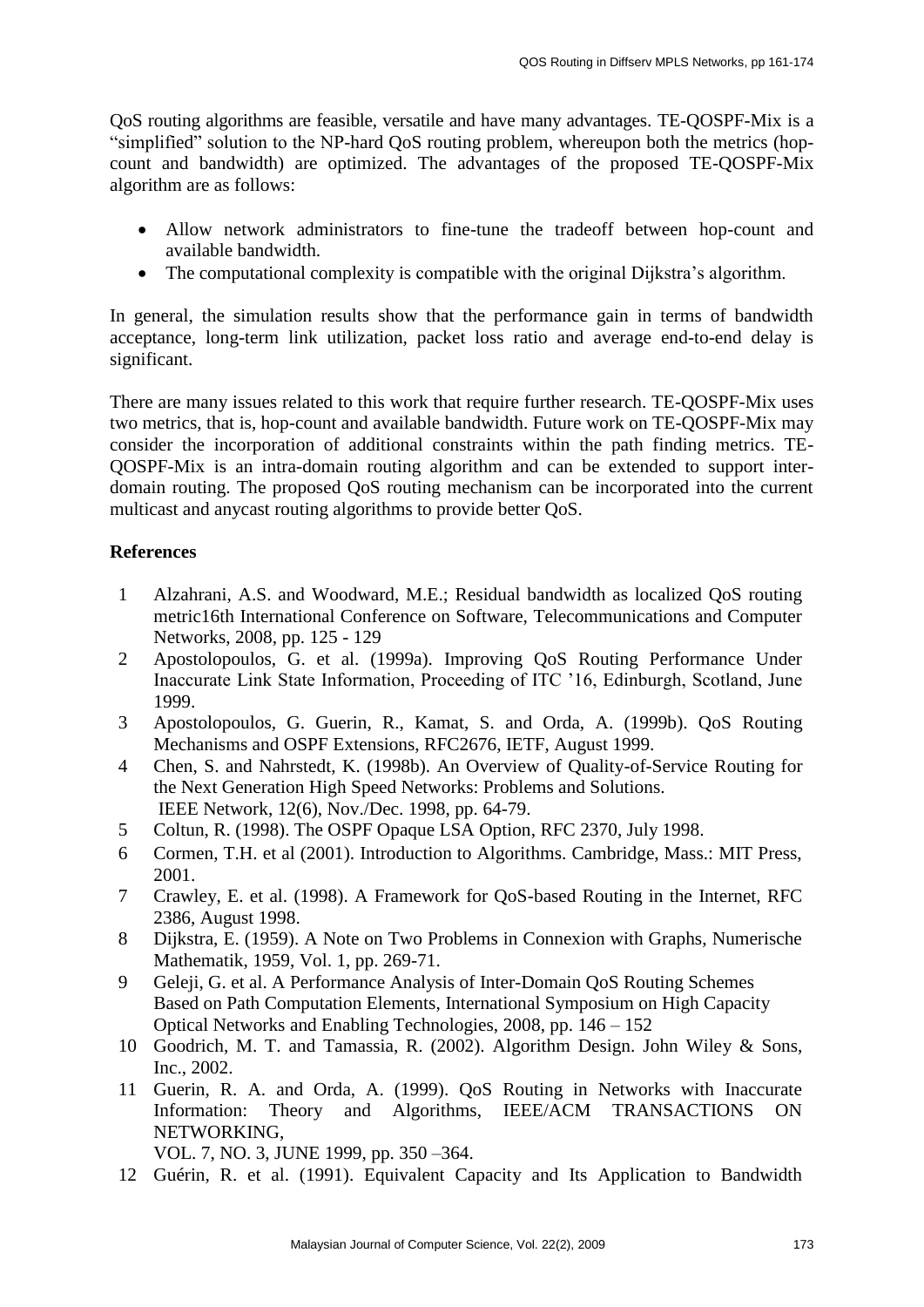QoS routing algorithms are feasible, versatile and have many advantages. TE-QOSPF-Mix is a "simplified" solution to the NP-hard QoS routing problem, whereupon both the metrics (hop-count and bandwidth) are optimized. The advantages of the proposed TE-QOSPF-Mix algorithm are as follows:

- Allow network administrators to fine-tune the tradeoff between hop-count and available bandwidth.
- The computational complexity is compatible with the original Dijkstra's algorithm.

In general, the simulation results show that the performance gain in terms of bandwidth acceptance, long-term link utilization, packet loss ratio and average end-to-end delay is significant.

There are many issues related to this work that require further research. TE-QOSPF-Mix uses two metrics, that is, hop-count and available bandwidth. Future work on TE-QOSPF-Mix may consider the incorporation of additional constraints within the path finding metrics. TE-QOSPF-Mix is an intra-domain routing algorithm and can be extended to support inter-domain routing. The proposed QoS routing mechanism can be incorporated into the current multicast and anycast routing algorithms to provide better QoS.

## References

1. Alzahrani, A.S. and Woodward, M.E.; Residual bandwidth as localized QoS routing metric16th International Conference on Software, Telecommunications and Computer Networks, 2008, pp. 125 - 129
2. Apostolopoulos, G. et al. (1999a). Improving QoS Routing Performance Under Inaccurate Link State Information, Proceeding of ITC '16, Edinburgh, Scotland, June 1999.
3. Apostolopoulos, G. Guerin, R., Kamat, S. and Orda, A. (1999b). QoS Routing Mechanisms and OSPF Extensions, RFC2676, IETF, August 1999.
4. Chen, S. and Nahrstedt, K. (1998b). An Overview of Quality-of-Service Routing for the Next Generation High Speed Networks: Problems and Solutions. IEEE Network, 12(6), Nov./Dec. 1998, pp. 64-79.
5. Coltun, R. (1998). The OSPF Opaque LSA Option, RFC 2370, July 1998.
6. Cormen, T.H. et al (2001). Introduction to Algorithms. Cambridge, Mass.: MIT Press, 2001.
7. Crawley, E. et al. (1998). A Framework for QoS-based Routing in the Internet, RFC 2386, August 1998.
8. Dijkstra, E. (1959). A Note on Two Problems in Connexion with Graphs, Numerische Mathematik, 1959, Vol. 1, pp. 269-71.
9. Geleji, G. et al. A Performance Analysis of Inter-Domain QoS Routing Schemes Based on Path Computation Elements, International Symposium on High Capacity Optical Networks and Enabling Technologies, 2008, pp. 146 – 152
10. Goodrich, M. T. and Tamassia, R. (2002). Algorithm Design. John Wiley & Sons, Inc., 2002.
11. Guerin, R. A. and Orda, A. (1999). QoS Routing in Networks with Inaccurate Information: Theory and Algorithms, IEEE/ACM TRANSACTIONS ON NETWORKING, VOL. 7, NO. 3, JUNE 1999, pp. 350 –364.
12. Guérin, R. et al. (1991). Equivalent Capacity and Its Application to Bandwidth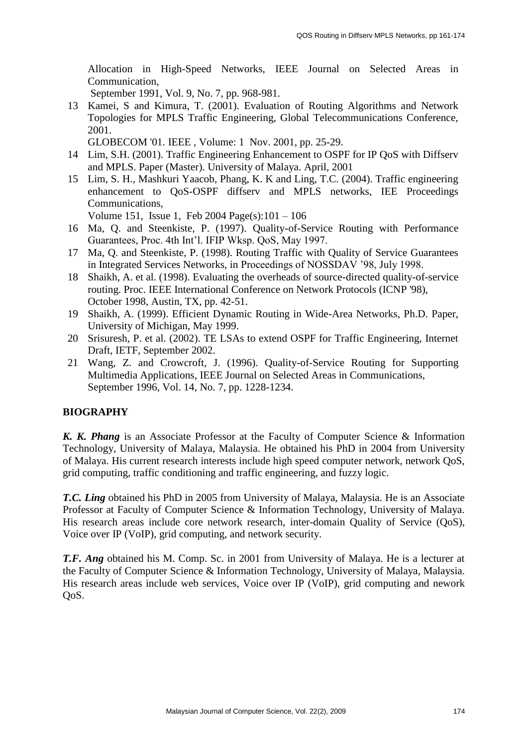Allocation in High-Speed Networks, IEEE Journal on Selected Areas in Communication,
September 1991, Vol. 9, No. 7, pp. 968-981.

13 Kamei, S and Kimura, T. (2001). Evaluation of Routing Algorithms and Network Topologies for MPLS Traffic Engineering, Global Telecommunications Conference, 2001.
GLOBECOM '01. IEEE , Volume: 1 Nov. 2001, pp. 25-29.

14 Lim, S.H. (2001). Traffic Engineering Enhancement to OSPF for IP QoS with Diffserv and MPLS. Paper (Master). University of Malaya. April, 2001

15 Lim, S. H., Mashkuri Yaacob, Phang, K. K and Ling, T.C. (2004). Traffic engineering enhancement to QoS-OSPF diffserv and MPLS networks, IEE Proceedings Communications,
Volume 151, Issue 1, Feb 2004 Page(s):101 – 106

16 Ma, Q. and Steenkiste, P. (1997). Quality-of-Service Routing with Performance Guarantees, Proc. 4th Int'l. IFIP Wksp. QoS, May 1997.

17 Ma, Q. and Steenkiste, P. (1998). Routing Traffic with Quality of Service Guarantees in Integrated Services Networks, in Proceedings of NOSSDAV '98, July 1998.

18 Shaikh, A. et al. (1998). Evaluating the overheads of source-directed quality-of-service routing. Proc. IEEE International Conference on Network Protocols (ICNP '98), October 1998, Austin, TX, pp. 42-51.

19 Shaikh, A. (1999). Efficient Dynamic Routing in Wide-Area Networks, Ph.D. Paper, University of Michigan, May 1999.

20 Srisuresh, P. et al. (2002). TE LSAs to extend OSPF for Traffic Engineering, Internet Draft, IETF, September 2002.

21 Wang, Z. and Crowcroft, J. (1996). Quality-of-Service Routing for Supporting Multimedia Applications, IEEE Journal on Selected Areas in Communications, September 1996, Vol. 14, No. 7, pp. 1228-1234.

## BIOGRAPHY

***K. K. Phang*** is an Associate Professor at the Faculty of Computer Science & Information Technology, University of Malaya, Malaysia. He obtained his PhD in 2004 from University of Malaya. His current research interests include high speed computer network, network QoS, grid computing, traffic conditioning and traffic engineering, and fuzzy logic.

***T.C. Ling*** obtained his PhD in 2005 from University of Malaya, Malaysia. He is an Associate Professor at Faculty of Computer Science & Information Technology, University of Malaya. His research areas include core network research, inter-domain Quality of Service (QoS), Voice over IP (VoIP), grid computing, and network security.

***T.F. Ang*** obtained his M. Comp. Sc. in 2001 from University of Malaya. He is a lecturer at the Faculty of Computer Science & Information Technology, University of Malaya, Malaysia. His research areas include web services, Voice over IP (VoIP), grid computing and nework QoS.